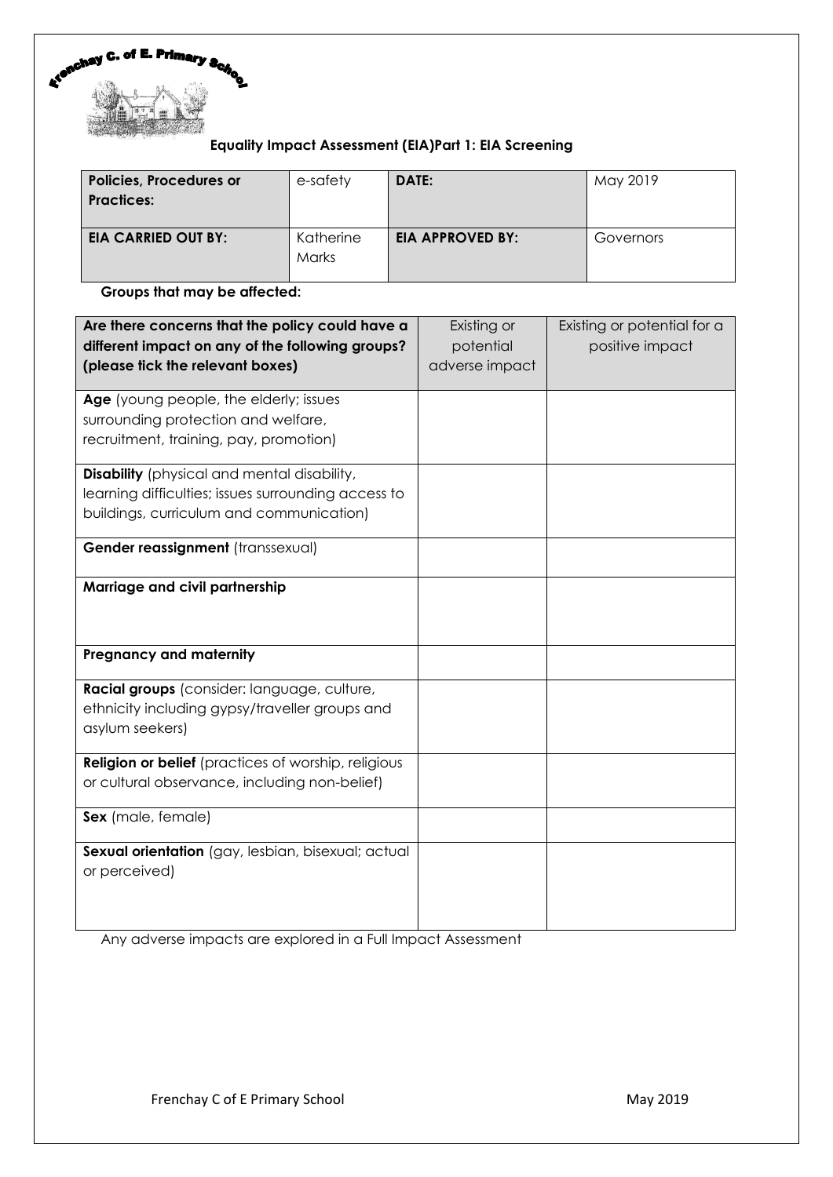Frenchay C. of E. Primary School

## Equality Impact Assessment (EIA)Part 1: EIA Screening

| **Policies, Procedures or Practices:** | e-safety | **DATE:** | May 2019 |
|---|---|---|---|
| **EIA CARRIED OUT BY:** | Katherine Marks | **EIA APPROVED BY:** | Governors |

**Groups that may be affected:**

| **Are there concerns that the policy could have a different impact on any of the following groups? (please tick the relevant boxes)** | Existing or potential adverse impact | Existing or potential for a positive impact |
|---|---|---|
| **Age** (young people, the elderly; issues surrounding protection and welfare, recruitment, training, pay, promotion) | | |
| **Disability** (physical and mental disability, learning difficulties; issues surrounding access to buildings, curriculum and communication) | | |
| **Gender reassignment** (transsexual) | | |
| **Marriage and civil partnership** | | |
| **Pregnancy and maternity** | | |
| **Racial groups** (consider: language, culture, ethnicity including gypsy/traveller groups and asylum seekers) | | |
| **Religion or belief** (practices of worship, religious or cultural observance, including non-belief) | | |
| **Sex** (male, female) | | |
| **Sexual orientation** (gay, lesbian, bisexual; actual or perceived) | | |

Any adverse impacts are explored in a Full Impact Assessment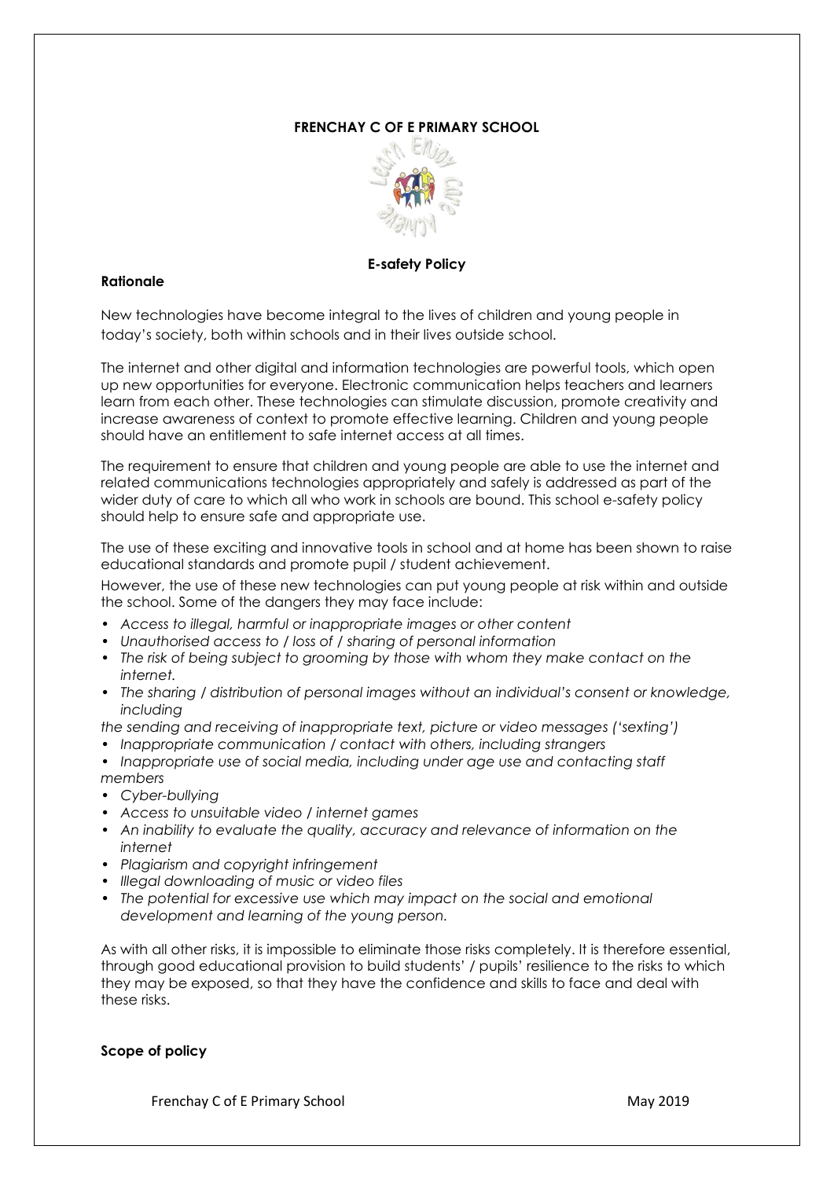**FRENCHAY C OF E PRIMARY SCHOOL**

**E-safety Policy**

**Rationale**

New technologies have become integral to the lives of children and young people in today's society, both within schools and in their lives outside school.

The internet and other digital and information technologies are powerful tools, which open up new opportunities for everyone. Electronic communication helps teachers and learners learn from each other. These technologies can stimulate discussion, promote creativity and increase awareness of context to promote effective learning. Children and young people should have an entitlement to safe internet access at all times.

The requirement to ensure that children and young people are able to use the internet and related communications technologies appropriately and safely is addressed as part of the wider duty of care to which all who work in schools are bound. This school e-safety policy should help to ensure safe and appropriate use.

The use of these exciting and innovative tools in school and at home has been shown to raise educational standards and promote pupil / student achievement.

However, the use of these new technologies can put young people at risk within and outside the school. Some of the dangers they may face include:

- *Access to illegal, harmful or inappropriate images or other content*
- *Unauthorised access to / loss of / sharing of personal information*
- *The risk of being subject to grooming by those with whom they make contact on the internet.*
- *The sharing / distribution of personal images without an individual's consent or knowledge, including*

*the sending and receiving of inappropriate text, picture or video messages ('sexting')*

- *Inappropriate communication / contact with others, including strangers*
- *Inappropriate use of social media, including under age use and contacting staff members*
- *Cyber-bullying*
- *Access to unsuitable video / internet games*
- *An inability to evaluate the quality, accuracy and relevance of information on the internet*
- *Plagiarism and copyright infringement*
- *Illegal downloading of music or video files*
- *The potential for excessive use which may impact on the social and emotional development and learning of the young person.*

As with all other risks, it is impossible to eliminate those risks completely. It is therefore essential, through good educational provision to build students' / pupils' resilience to the risks to which they may be exposed, so that they have the confidence and skills to face and deal with these risks.

**Scope of policy**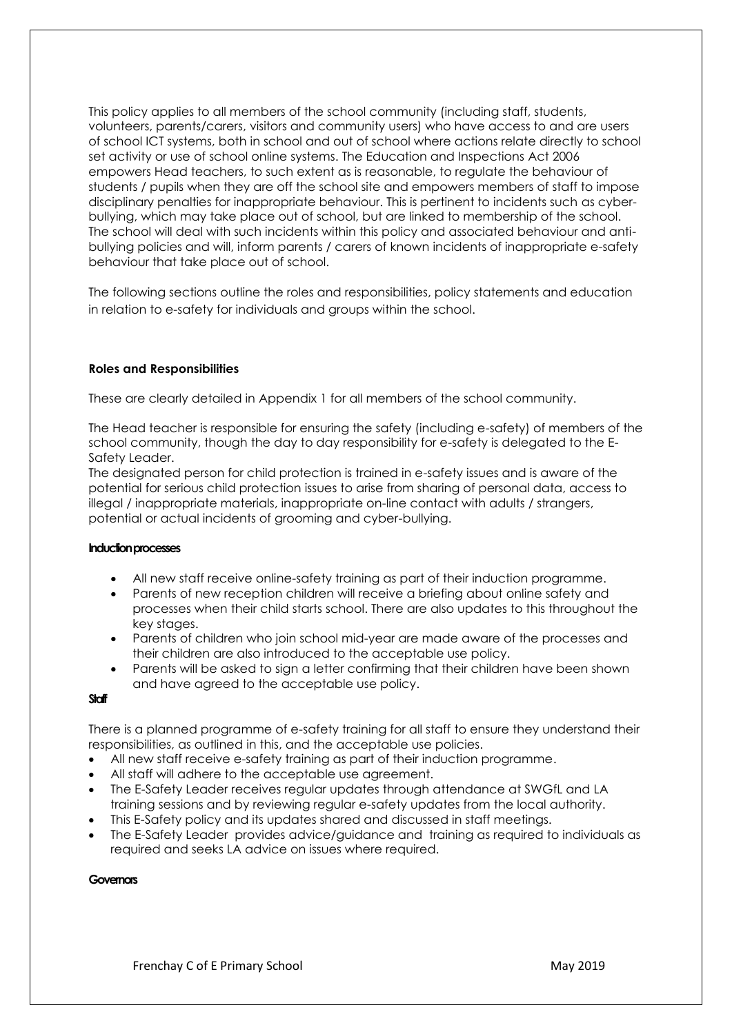This policy applies to all members of the school community (including staff, students, volunteers, parents/carers, visitors and community users) who have access to and are users of school ICT systems, both in school and out of school where actions relate directly to school set activity or use of school online systems. The Education and Inspections Act 2006 empowers Head teachers, to such extent as is reasonable, to regulate the behaviour of students / pupils when they are off the school site and empowers members of staff to impose disciplinary penalties for inappropriate behaviour. This is pertinent to incidents such as cyber-bullying, which may take place out of school, but are linked to membership of the school. The school will deal with such incidents within this policy and associated behaviour and anti-bullying policies and will, inform parents / carers of known incidents of inappropriate e-safety behaviour that take place out of school.

The following sections outline the roles and responsibilities, policy statements and education in relation to e-safety for individuals and groups within the school.

**Roles and Responsibilities**

These are clearly detailed in Appendix 1 for all members of the school community.

The Head teacher is responsible for ensuring the safety (including e-safety) of members of the school community, though the day to day responsibility for e-safety is delegated to the E-Safety Leader.

The designated person for child protection is trained in e-safety issues and is aware of the potential for serious child protection issues to arise from sharing of personal data, access to illegal / inappropriate materials, inappropriate on-line contact with adults / strangers, potential or actual incidents of grooming and cyber-bullying.

**Induction processes**

- All new staff receive online-safety training as part of their induction programme.
- Parents of new reception children will receive a briefing about online safety and processes when their child starts school. There are also updates to this throughout the key stages.
- Parents of children who join school mid-year are made aware of the processes and their children are also introduced to the acceptable use policy.
- Parents will be asked to sign a letter confirming that their children have been shown and have agreed to the acceptable use policy.

**Staff**

There is a planned programme of e-safety training for all staff to ensure they understand their responsibilities, as outlined in this, and the acceptable use policies.

- All new staff receive e-safety training as part of their induction programme.
- All staff will adhere to the acceptable use agreement.
- The E-Safety Leader receives regular updates through attendance at SWGfL and LA training sessions and by reviewing regular e-safety updates from the local authority.
- This E-Safety policy and its updates shared and discussed in staff meetings.
- The E-Safety Leader provides advice/guidance and training as required to individuals as required and seeks LA advice on issues where required.

**Governors**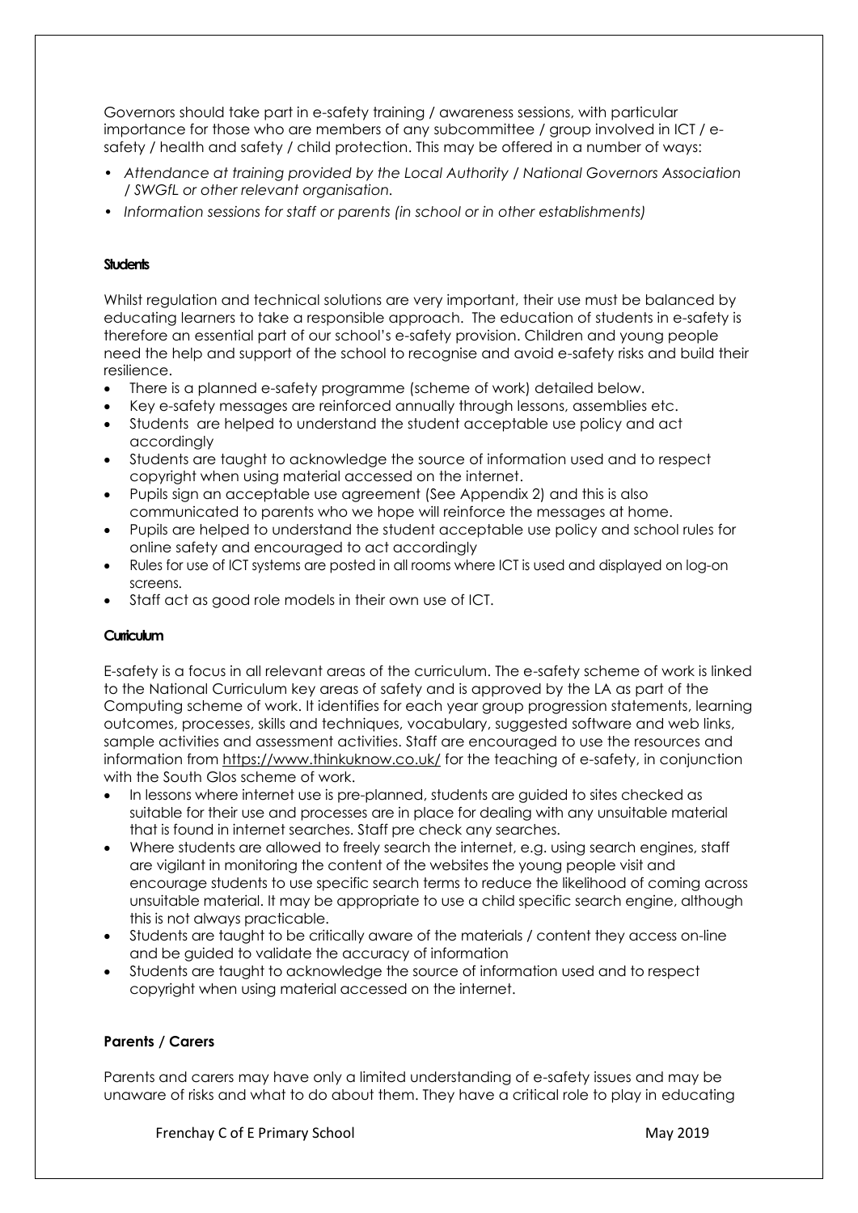Governors should take part in e-safety training / awareness sessions, with particular importance for those who are members of any subcommittee / group involved in ICT / e-safety / health and safety / child protection. This may be offered in a number of ways:

- *Attendance at training provided by the Local Authority / National Governors Association / SWGfL or other relevant organisation.*
- *Information sessions for staff or parents (in school or in other establishments)*

**Students**

Whilst regulation and technical solutions are very important, their use must be balanced by educating learners to take a responsible approach. The education of students in e-safety is therefore an essential part of our school's e-safety provision. Children and young people need the help and support of the school to recognise and avoid e-safety risks and build their resilience.

- There is a planned e-safety programme (scheme of work) detailed below.
- Key e-safety messages are reinforced annually through lessons, assemblies etc.
- Students are helped to understand the student acceptable use policy and act accordingly
- Students are taught to acknowledge the source of information used and to respect copyright when using material accessed on the internet.
- Pupils sign an acceptable use agreement (See Appendix 2) and this is also communicated to parents who we hope will reinforce the messages at home.
- Pupils are helped to understand the student acceptable use policy and school rules for online safety and encouraged to act accordingly
- Rules for use of ICT systems are posted in all rooms where ICT is used and displayed on log-on screens.
- Staff act as good role models in their own use of ICT.

**Curriculum**

E-safety is a focus in all relevant areas of the curriculum. The e-safety scheme of work is linked to the National Curriculum key areas of safety and is approved by the LA as part of the Computing scheme of work. It identifies for each year group progression statements, learning outcomes, processes, skills and techniques, vocabulary, suggested software and web links, sample activities and assessment activities. Staff are encouraged to use the resources and information from https://www.thinkuknow.co.uk/ for the teaching of e-safety, in conjunction with the South Glos scheme of work.

- In lessons where internet use is pre-planned, students are guided to sites checked as suitable for their use and processes are in place for dealing with any unsuitable material that is found in internet searches. Staff pre check any searches.
- Where students are allowed to freely search the internet, e.g. using search engines, staff are vigilant in monitoring the content of the websites the young people visit and encourage students to use specific search terms to reduce the likelihood of coming across unsuitable material. It may be appropriate to use a child specific search engine, although this is not always practicable.
- Students are taught to be critically aware of the materials / content they access on-line and be guided to validate the accuracy of information
- Students are taught to acknowledge the source of information used and to respect copyright when using material accessed on the internet.

**Parents / Carers**

Parents and carers may have only a limited understanding of e-safety issues and may be unaware of risks and what to do about them. They have a critical role to play in educating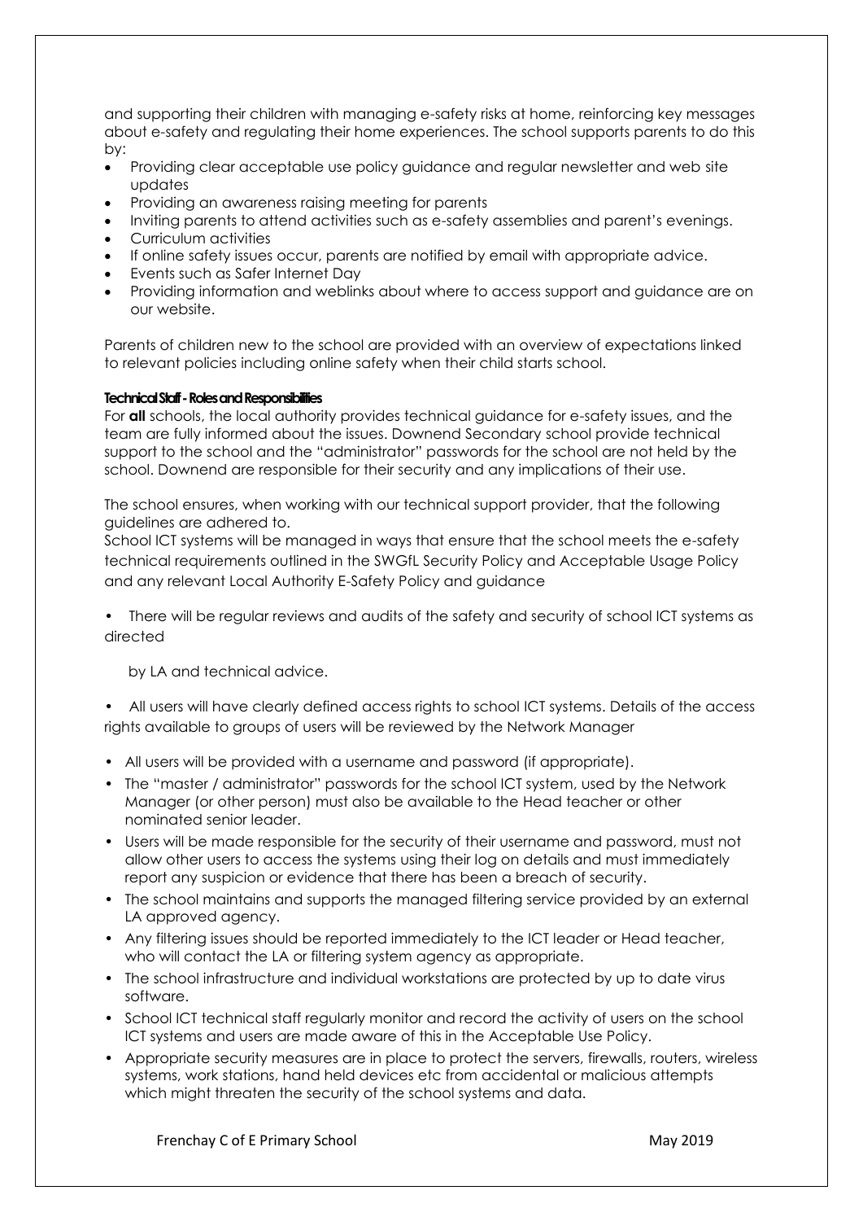and supporting their children with managing e-safety risks at home, reinforcing key messages about e-safety and regulating their home experiences. The school supports parents to do this by:

- Providing clear acceptable use policy guidance and regular newsletter and web site updates
- Providing an awareness raising meeting for parents
- Inviting parents to attend activities such as e-safety assemblies and parent's evenings.
- Curriculum activities
- If online safety issues occur, parents are notified by email with appropriate advice.
- Events such as Safer Internet Day
- Providing information and weblinks about where to access support and guidance are on our website.

Parents of children new to the school are provided with an overview of expectations linked to relevant policies including online safety when their child starts school.

**Technical Staff - Roles and Responsibilities**

For **all** schools, the local authority provides technical guidance for e-safety issues, and the team are fully informed about the issues. Downend Secondary school provide technical support to the school and the "administrator" passwords for the school are not held by the school. Downend are responsible for their security and any implications of their use.

The school ensures, when working with our technical support provider, that the following guidelines are adhered to.

School ICT systems will be managed in ways that ensure that the school meets the e-safety technical requirements outlined in the SWGfL Security Policy and Acceptable Usage Policy and any relevant Local Authority E-Safety Policy and guidance

- There will be regular reviews and audits of the safety and security of school ICT systems as directed by LA and technical advice.
- All users will have clearly defined access rights to school ICT systems. Details of the access rights available to groups of users will be reviewed by the Network Manager
- All users will be provided with a username and password (if appropriate).
- The "master / administrator" passwords for the school ICT system, used by the Network Manager (or other person) must also be available to the Head teacher or other nominated senior leader.
- Users will be made responsible for the security of their username and password, must not allow other users to access the systems using their log on details and must immediately report any suspicion or evidence that there has been a breach of security.
- The school maintains and supports the managed filtering service provided by an external LA approved agency.
- Any filtering issues should be reported immediately to the ICT leader or Head teacher, who will contact the LA or filtering system agency as appropriate.
- The school infrastructure and individual workstations are protected by up to date virus software.
- School ICT technical staff regularly monitor and record the activity of users on the school ICT systems and users are made aware of this in the Acceptable Use Policy.
- Appropriate security measures are in place to protect the servers, firewalls, routers, wireless systems, work stations, hand held devices etc from accidental or malicious attempts which might threaten the security of the school systems and data.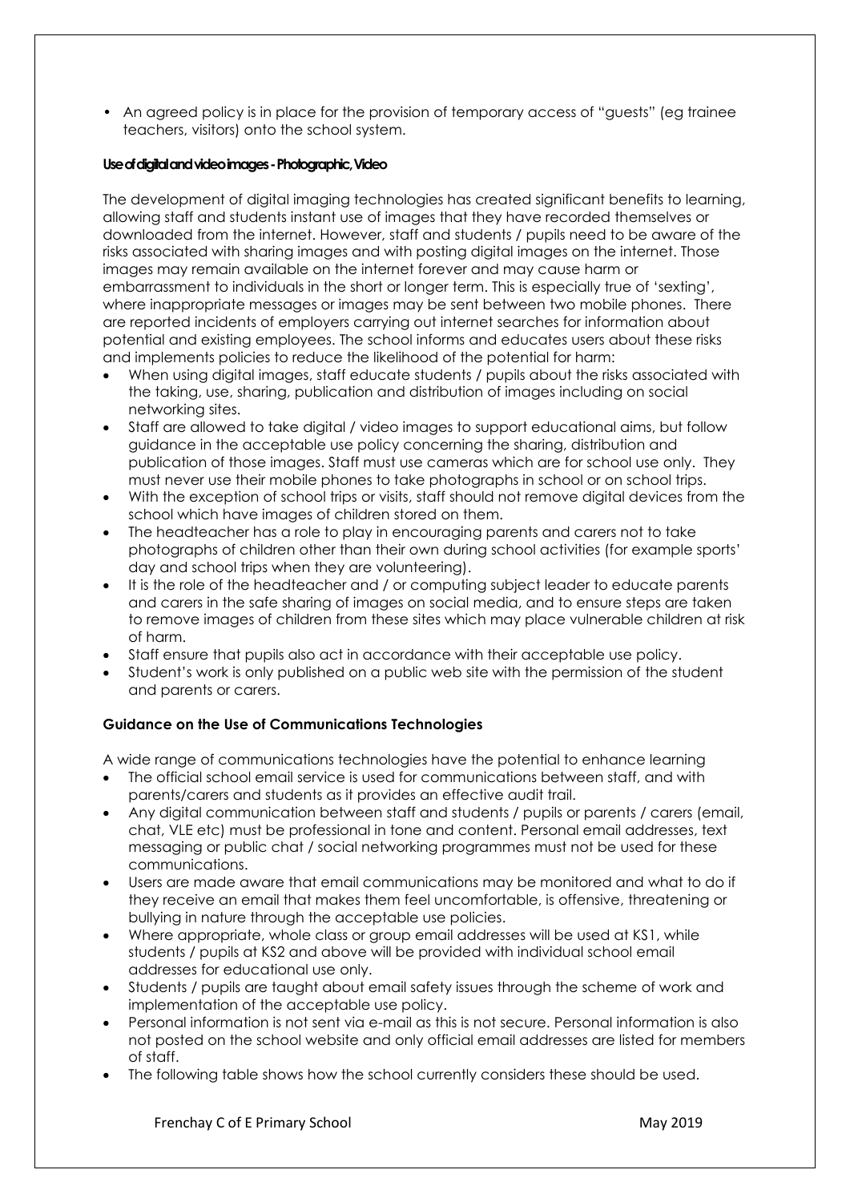- An agreed policy is in place for the provision of temporary access of "guests" (eg trainee teachers, visitors) onto the school system.

**Use of digital and video images - Photographic, Video**

The development of digital imaging technologies has created significant benefits to learning, allowing staff and students instant use of images that they have recorded themselves or downloaded from the internet. However, staff and students / pupils need to be aware of the risks associated with sharing images and with posting digital images on the internet. Those images may remain available on the internet forever and may cause harm or embarrassment to individuals in the short or longer term. This is especially true of 'sexting', where inappropriate messages or images may be sent between two mobile phones. There are reported incidents of employers carrying out internet searches for information about potential and existing employees. The school informs and educates users about these risks and implements policies to reduce the likelihood of the potential for harm:

- When using digital images, staff educate students / pupils about the risks associated with the taking, use, sharing, publication and distribution of images including on social networking sites.
- Staff are allowed to take digital / video images to support educational aims, but follow guidance in the acceptable use policy concerning the sharing, distribution and publication of those images. Staff must use cameras which are for school use only. They must never use their mobile phones to take photographs in school or on school trips.
- With the exception of school trips or visits, staff should not remove digital devices from the school which have images of children stored on them.
- The headteacher has a role to play in encouraging parents and carers not to take photographs of children other than their own during school activities (for example sports' day and school trips when they are volunteering).
- It is the role of the headteacher and / or computing subject leader to educate parents and carers in the safe sharing of images on social media, and to ensure steps are taken to remove images of children from these sites which may place vulnerable children at risk of harm.
- Staff ensure that pupils also act in accordance with their acceptable use policy.
- Student's work is only published on a public web site with the permission of the student and parents or carers.

**Guidance on the Use of Communications Technologies**

A wide range of communications technologies have the potential to enhance learning

- The official school email service is used for communications between staff, and with parents/carers and students as it provides an effective audit trail.
- Any digital communication between staff and students / pupils or parents / carers (email, chat, VLE etc) must be professional in tone and content. Personal email addresses, text messaging or public chat / social networking programmes must not be used for these communications.
- Users are made aware that email communications may be monitored and what to do if they receive an email that makes them feel uncomfortable, is offensive, threatening or bullying in nature through the acceptable use policies.
- Where appropriate, whole class or group email addresses will be used at KS1, while students / pupils at KS2 and above will be provided with individual school email addresses for educational use only.
- Students / pupils are taught about email safety issues through the scheme of work and implementation of the acceptable use policy.
- Personal information is not sent via e-mail as this is not secure. Personal information is also not posted on the school website and only official email addresses are listed for members of staff.
- The following table shows how the school currently considers these should be used.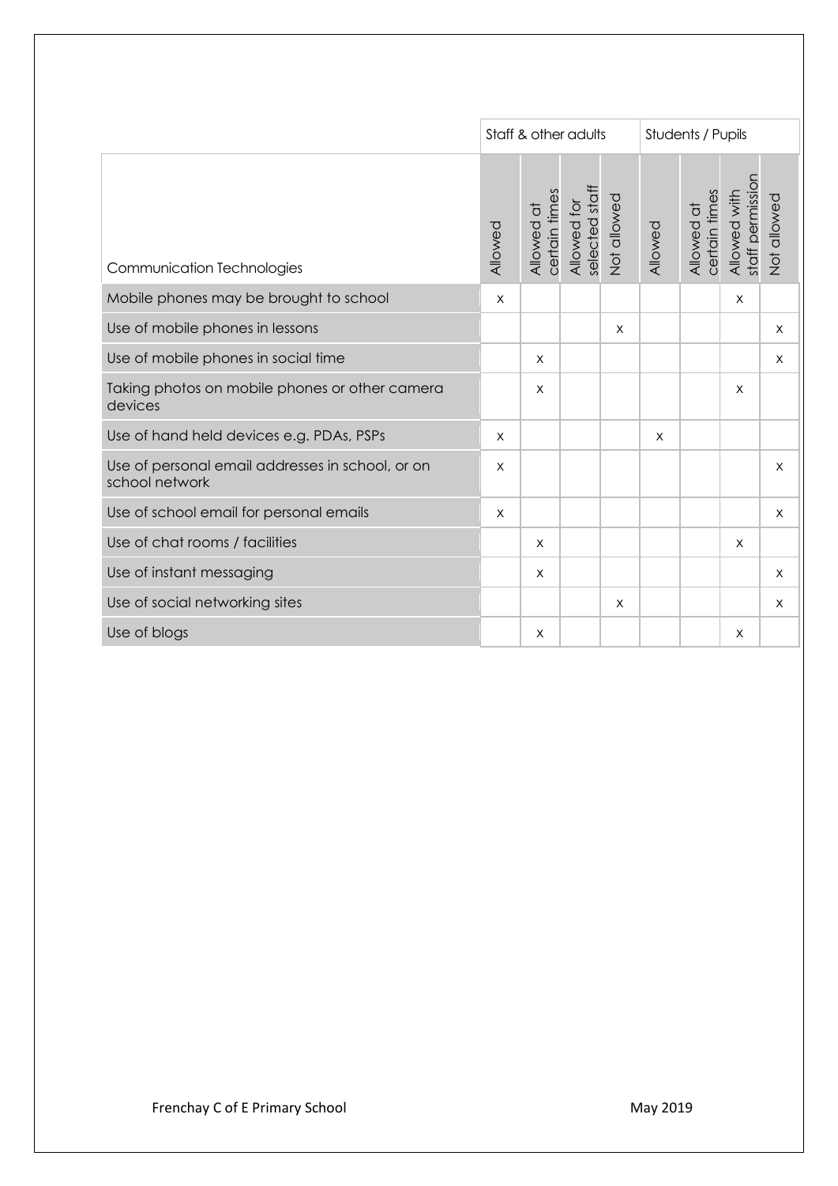| | Staff & other adults | | | | Students / Pupils | | | |
|---|---|---|---|---|---|---|---|---|
| Communication Technologies | Allowed | Allowed at certain times | Allowed for selected staff | Not allowed | Allowed | Allowed at certain times | Allowed with staff permission | Not allowed |
| Mobile phones may be brought to school | x | | | | | | x | |
| Use of mobile phones in lessons | | | | x | | | | x |
| Use of mobile phones in social time | | x | | | | | | x |
| Taking photos on mobile phones or other camera devices | | x | | | | | x | |
| Use of hand held devices e.g. PDAs, PSPs | x | | | | x | | | |
| Use of personal email addresses in school, or on school network | x | | | | | | | x |
| Use of school email for personal emails | x | | | | | | | x |
| Use of chat rooms / facilities | | x | | | | | x | |
| Use of instant messaging | | x | | | | | | x |
| Use of social networking sites | | | | x | | | | x |
| Use of blogs | | x | | | | | x | |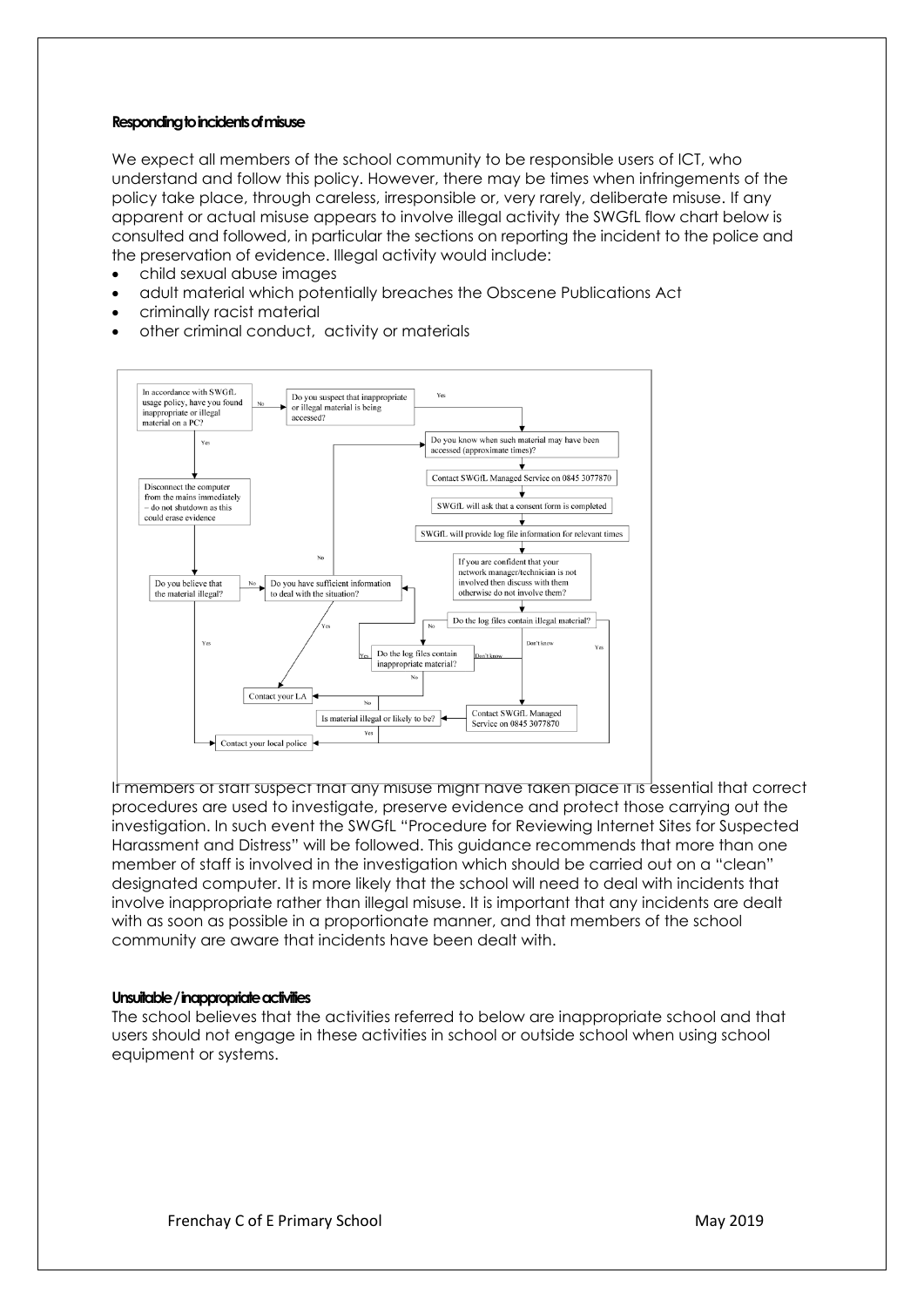#### Responding to incidents of misuse

We expect all members of the school community to be responsible users of ICT, who understand and follow this policy. However, there may be times when infringements of the policy take place, through careless, irresponsible or, very rarely, deliberate misuse. If any apparent or actual misuse appears to involve illegal activity the SWGfL flow chart below is consulted and followed, in particular the sections on reporting the incident to the police and the preservation of evidence. Illegal activity would include:

- child sexual abuse images
- adult material which potentially breaches the Obscene Publications Act
- criminally racist material
- other criminal conduct, activity or materials

In accordance with SWGfL usage policy, have you found inappropriate or illegal material on a PC?

No → Do you suspect that inappropriate or illegal material is being accessed?

Yes → Disconnect the computer from the mains immediately – do not shutdown as this could erase evidence

Do you believe that the material illegal?

No → Do you have sufficient information to deal with the situation?

Yes

Do you know when such material may have been accessed (approximate times)?

Contact SWGfL Managed Service on 0845 3077870

SWGfL will ask that a consent form is completed

SWGfL will provide log file information for relevant times

If you are confident that your network manager/technician is not involved then discuss with them otherwise do not involve them?

Do the log files contain illegal material?

No

Don't know

Yes

Do the log files contain inappropriate material?

Yes

Don't know

No

Contact your LA

Is material illegal or likely to be?

Contact SWGfL Managed Service on 0845 3077870

Contact your local police

If members of staff suspect that any misuse might have taken place it is essential that correct procedures are used to investigate, preserve evidence and protect those carrying out the investigation. In such event the SWGfL "Procedure for Reviewing Internet Sites for Suspected Harassment and Distress" will be followed. This guidance recommends that more than one member of staff is involved in the investigation which should be carried out on a "clean" designated computer. It is more likely that the school will need to deal with incidents that involve inappropriate rather than illegal misuse. It is important that any incidents are dealt with as soon as possible in a proportionate manner, and that members of the school community are aware that incidents have been dealt with.

#### Unsuitable / inappropriate activities

The school believes that the activities referred to below are inappropriate school and that users should not engage in these activities in school or outside school when using school equipment or systems.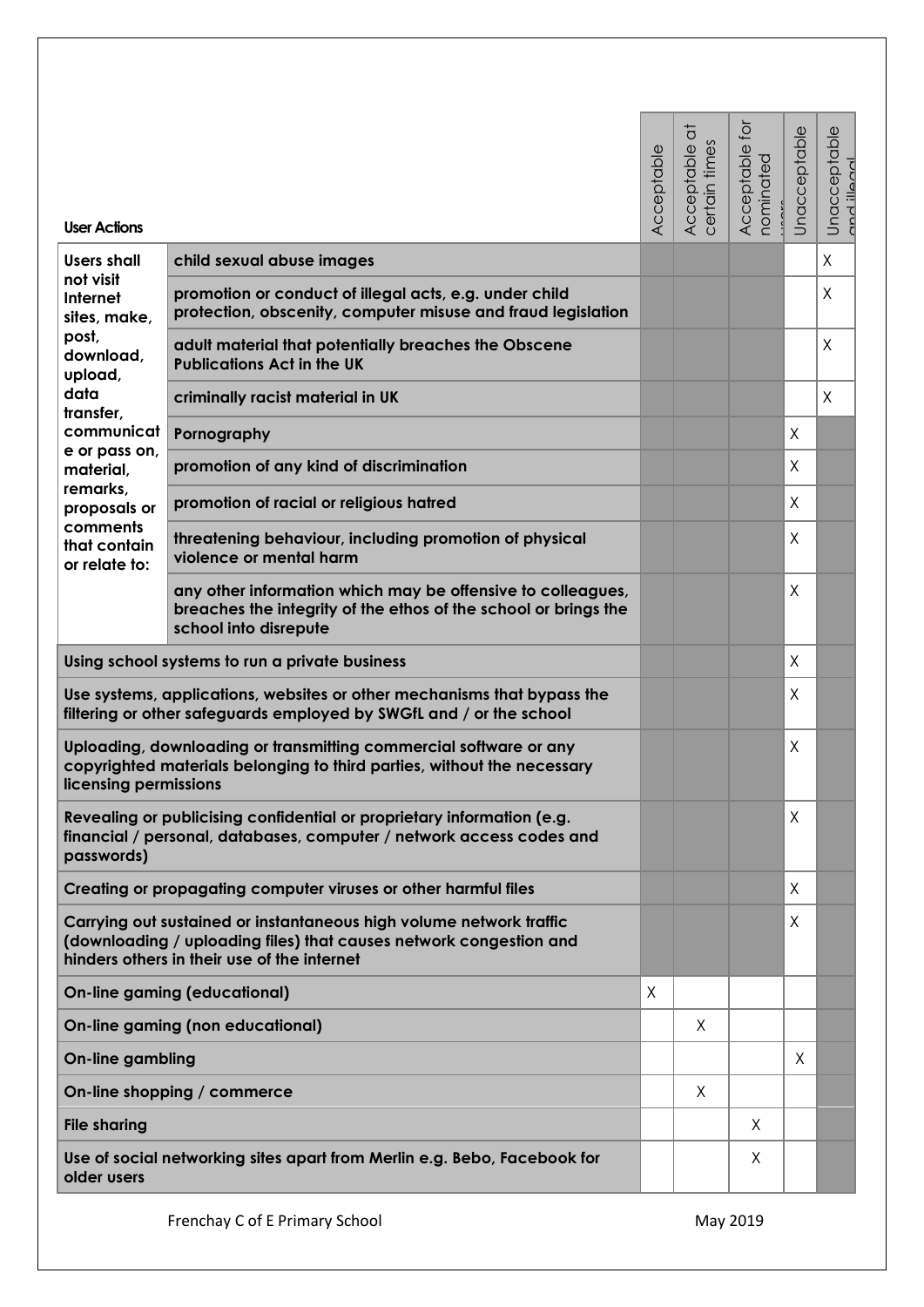| User Actions | | Acceptable | Acceptable at certain times | Acceptable for nominated users | Unacceptable | Unacceptable and illegal |
|---|---|---|---|---|---|---|
| **Users shall not visit Internet sites, make, post, download, upload, data transfer, communicate or pass on, material, remarks, proposals or comments that contain or relate to:** | **child sexual abuse images** | | | | | X |
| | **promotion or conduct of illegal acts, e.g. under child protection, obscenity, computer misuse and fraud legislation** | | | | | X |
| | **adult material that potentially breaches the Obscene Publications Act in the UK** | | | | | X |
| | **criminally racist material in UK** | | | | | X |
| | **Pornography** | | | | X | |
| | **promotion of any kind of discrimination** | | | | X | |
| | **promotion of racial or religious hatred** | | | | X | |
| | **threatening behaviour, including promotion of physical violence or mental harm** | | | | X | |
| | **any other information which may be offensive to colleagues, breaches the integrity of the ethos of the school or brings the school into disrepute** | | | | X | |
| **Using school systems to run a private business** | | | | | X | |
| **Use systems, applications, websites or other mechanisms that bypass the filtering or other safeguards employed by SWGfL and / or the school** | | | | | X | |
| **Uploading, downloading or transmitting commercial software or any copyrighted materials belonging to third parties, without the necessary licensing permissions** | | | | | X | |
| **Revealing or publicising confidential or proprietary information (e.g. financial / personal, databases, computer / network access codes and passwords)** | | | | | X | |
| **Creating or propagating computer viruses or other harmful files** | | | | | X | |
| **Carrying out sustained or instantaneous high volume network traffic (downloading / uploading files) that causes network congestion and hinders others in their use of the internet** | | | | | X | |
| **On-line gaming (educational)** | | X | | | | |
| **On-line gaming (non educational)** | | | X | | | |
| **On-line gambling** | | | | | X | |
| **On-line shopping / commerce** | | | X | | | |
| **File sharing** | | | | X | | |
| **Use of social networking sites apart from Merlin e.g. Bebo, Facebook for older users** | | | | X | | |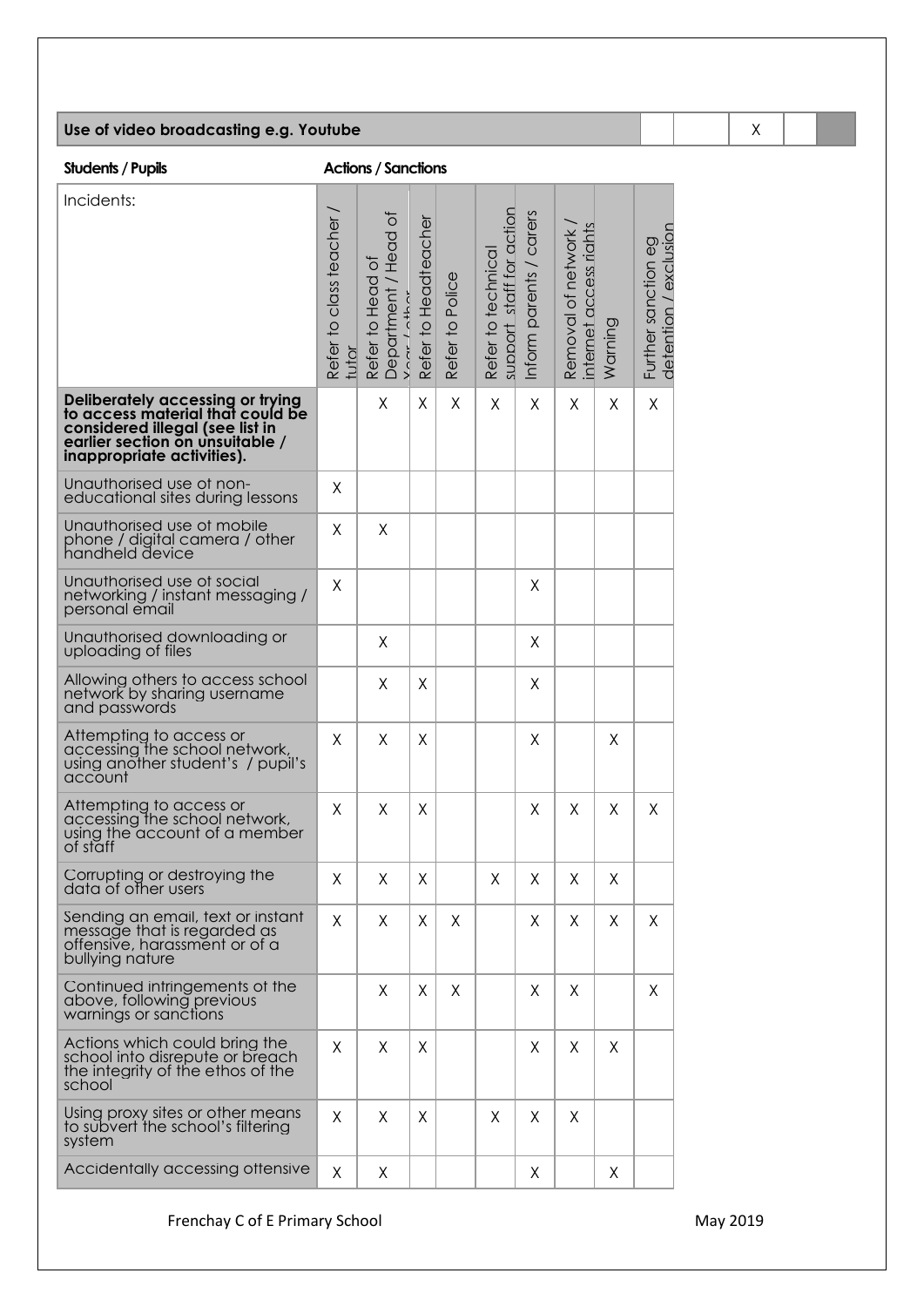| Use of video broadcasting e.g. Youtube | | | X | | |
|---|---|---|---|---|---|

**Students / Pupils** **Actions / Sanctions**

| Incidents: | Refer to class teacher / tutor | Refer to Head of Department / Head of Year / other | Refer to Headteacher | Refer to Police | Refer to technical support staff for action | Inform parents / carers | Removal of network / internet access rights | Warning | Further sanction eg detention / exclusion |
|---|---|---|---|---|---|---|---|---|---|
| **Deliberately accessing or trying to access material that could be considered illegal (see list in earlier section on unsuitable / inappropriate activities).** | | X | X | X | X | X | X | X | X |
| Unauthorised use of non-educational sites during lessons | X | | | | | | | | |
| Unauthorised use of mobile phone / digital camera / other handheld device | X | X | | | | | | | |
| Unauthorised use of social networking / instant messaging / personal email | X | | | | | X | | | |
| Unauthorised downloading or uploading of files | | X | | | | X | | | |
| Allowing others to access school network by sharing username and passwords | | X | X | | | X | | | |
| Attempting to access or accessing the school network, using another student's / pupil's account | X | X | X | | | X | | X | |
| Attempting to access or accessing the school network, using the account of a member of staff | X | X | X | | | X | X | X | X |
| Corrupting or destroying the data of other users | X | X | X | | X | X | X | X | |
| Sending an email, text or instant message that is regarded as offensive, harassment or of a bullying nature | X | X | X | X | | X | X | X | X |
| Continued infringements of the above, following previous warnings or sanctions | | X | X | X | | X | X | | X |
| Actions which could bring the school into disrepute or breach the integrity of the ethos of the school | X | X | X | | | X | X | X | |
| Using proxy sites or other means to subvert the school's filtering system | X | X | X | | X | X | X | | |
| Accidentally accessing offensive | X | X | | | | X | | X | |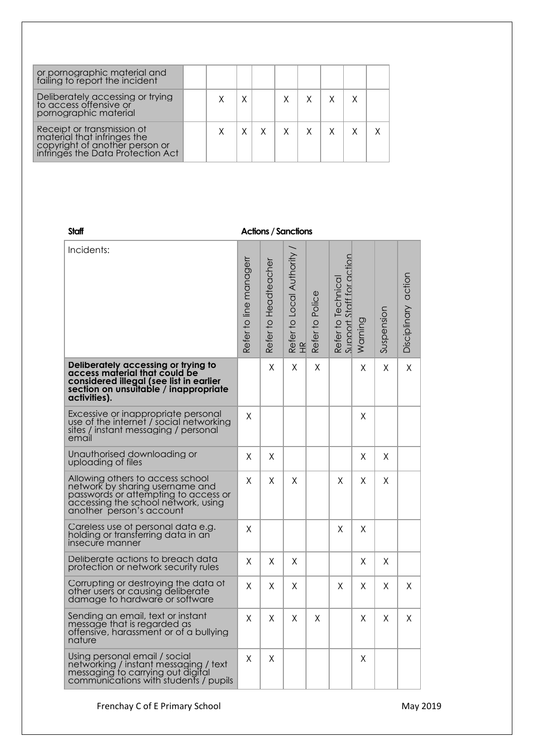| | | | | | | | | | |
|---|---|---|---|---|---|---|---|---|---|
| or pornographic material and failing to report the incident | | | | | | | | | |
| Deliberately accessing or trying to access offensive or pornographic material | | X | X | | X | X | X | X | |
| Receipt or transmission of material that infringes the copyright of another person or infringes the Data Protection Act | | X | X | X | X | X | X | X | X |

**Staff** **Actions / Sanctions**

| Incidents: | Refer to line managerr | Refer to Headteacher | Refer to Local Authority / HR | Refer to Police | Refer to Technical Support Staff for action | Warning | Suspension | Disciplinary action |
|---|---|---|---|---|---|---|---|---|
| **Deliberately accessing or trying to access material that could be considered illegal (see list in earlier section on unsuitable / inappropriate activities).** | | X | X | X | | X | X | X |
| Excessive or inappropriate personal use of the internet / social networking sites / instant messaging / personal email | X | | | | | X | | |
| Unauthorised downloading or uploading of files | X | X | | | | X | X | |
| Allowing others to access school network by sharing username and passwords or attempting to access or accessing the school network, using another person's account | X | X | X | | X | X | X | |
| Careless use of personal data e.g. holding or transferring data in an insecure manner | X | | | | X | X | | |
| Deliberate actions to breach data protection or network security rules | X | X | X | | | X | X | |
| Corrupting or destroying the data of other users or causing deliberate damage to hardware or software | X | X | X | | X | X | X | X |
| Sending an email, text or instant message that is regarded as offensive, harassment or of a bullying nature | X | X | X | X | | X | X | X |
| Using personal email / social networking / instant messaging / text messaging to carrying out digital communications with students / pupils | X | X | | | | X | | |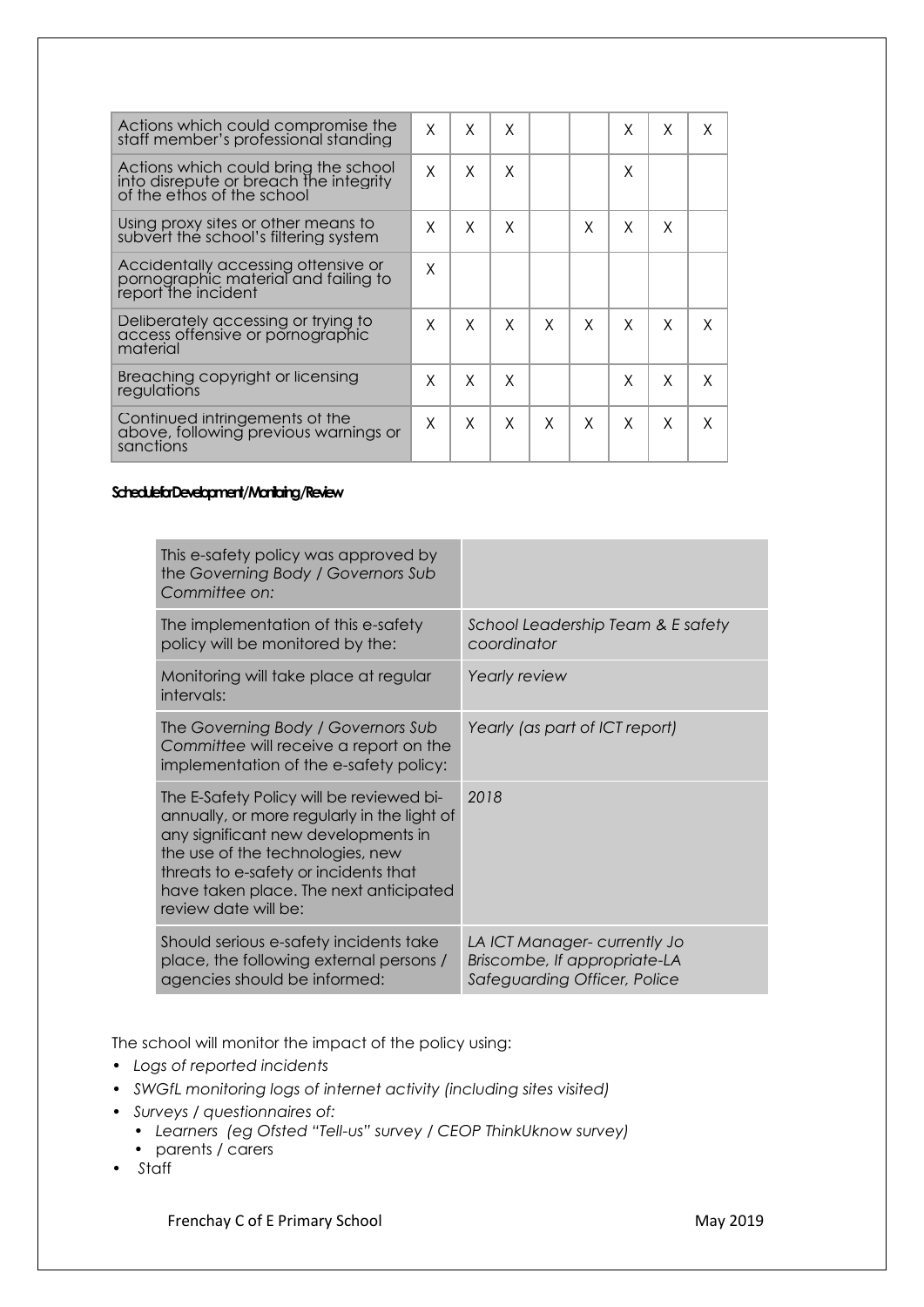| | | | | | | | | |
|---|---|---|---|---|---|---|---|---|
| Actions which could compromise the staff member's professional standing | X | X | X | | | X | X | X |
| Actions which could bring the school into disrepute or breach the integrity of the ethos of the school | X | X | X | | | X | | |
| Using proxy sites or other means to subvert the school's filtering system | X | X | X | | X | X | X | |
| Accidentally accessing offensive or pornographic material and failing to report the incident | X | | | | | | | |
| Deliberately accessing or trying to access offensive or pornographic material | X | X | X | X | X | X | X | X |
| Breaching copyright or licensing regulations | X | X | X | | | X | X | X |
| Continued infringements of the above, following previous warnings or sanctions | X | X | X | X | X | X | X | X |

**Schedule for Development / Monitoring / Review**

| | |
|---|---|
| This e-safety policy was approved by the *Governing Body / Governors Sub Committee* on: | |
| The implementation of this e-safety policy will be monitored by the: | *School Leadership Team & E safety coordinator* |
| Monitoring will take place at regular intervals: | *Yearly review* |
| The *Governing Body / Governors Sub Committee* will receive a report on the implementation of the e-safety policy: | *Yearly (as part of ICT report)* |
| The E-Safety Policy will be reviewed bi-annually, or more regularly in the light of any significant new developments in the use of the technologies, new threats to e-safety or incidents that have taken place. The next anticipated review date will be: | *2018* |
| Should serious e-safety incidents take place, the following external persons / agencies should be informed: | *LA ICT Manager- currently Jo Briscombe, If appropriate-LA Safeguarding Officer, Police* |

The school will monitor the impact of the policy using:

- *Logs of reported incidents*
- *SWGfL monitoring logs of internet activity (including sites visited)*
- *Surveys / questionnaires of:*
  - *Learners (eg Ofsted "Tell-us" survey / CEOP ThinkUknow survey)*
  - parents / carers
- *Staff*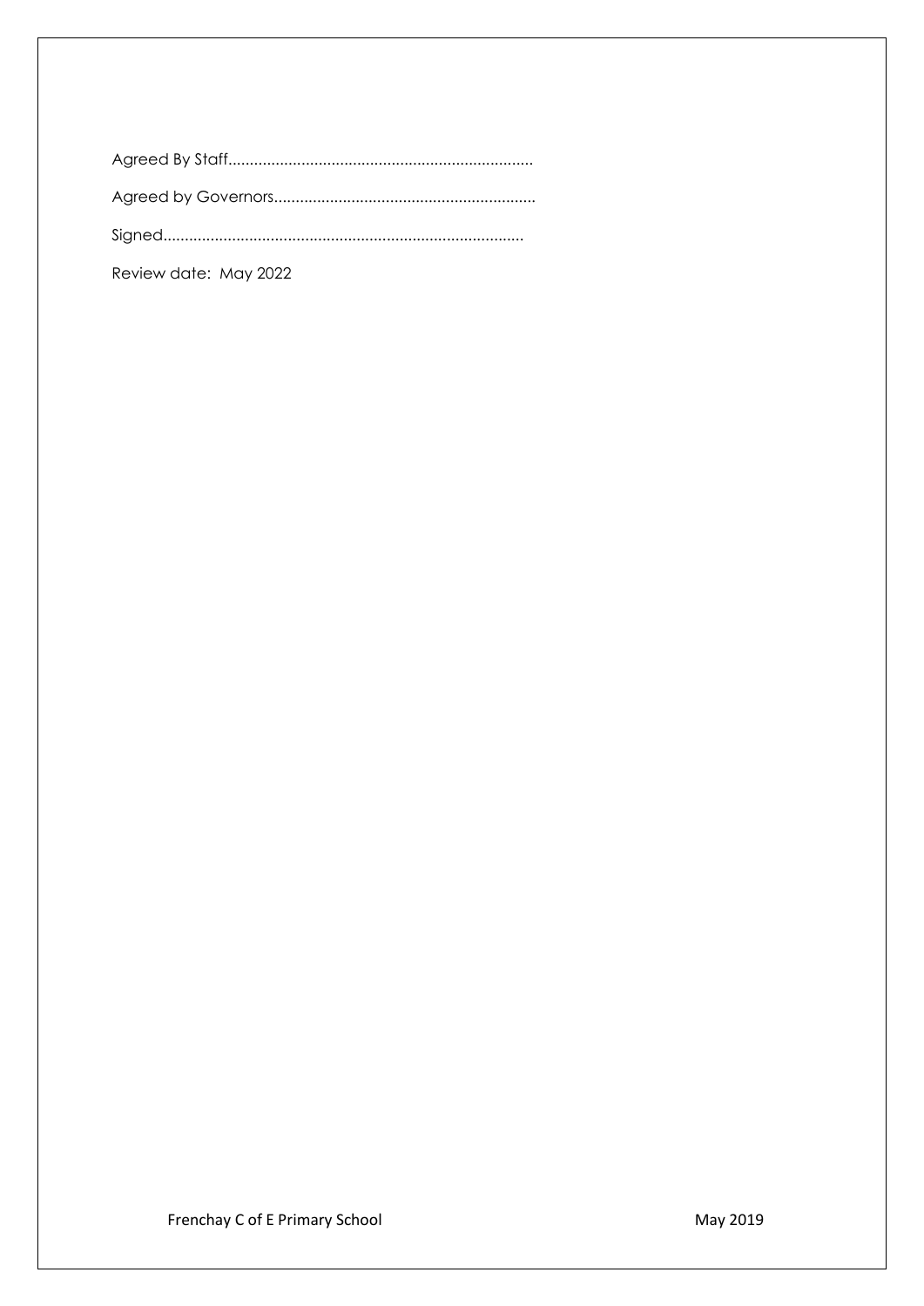Agreed By Staff......................................................................

Agreed by Governors............................................................

Signed...................................................................................

Review date: May 2022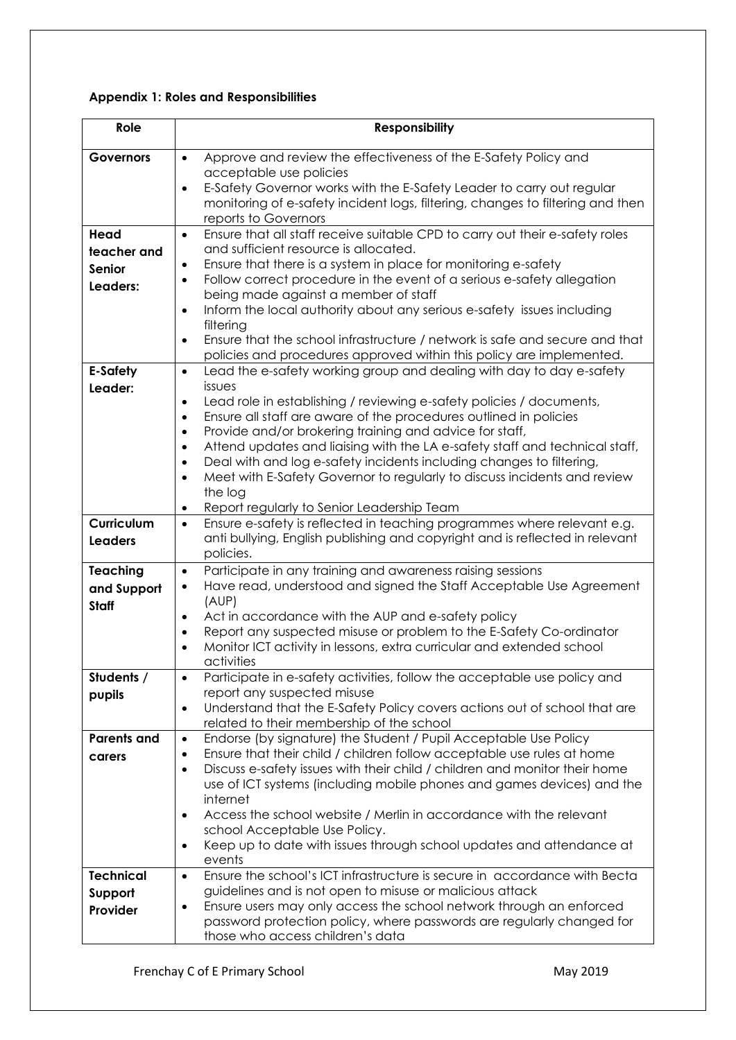**Appendix 1: Roles and Responsibilities**

| Role | Responsibility |
| --- | --- |
| **Governors** | • Approve and review the effectiveness of the E-Safety Policy and acceptable use policies<br>• E-Safety Governor works with the E-Safety Leader to carry out regular monitoring of e-safety incident logs, filtering, changes to filtering and then reports to Governors |
| **Head teacher and Senior Leaders:** | • Ensure that all staff receive suitable CPD to carry out their e-safety roles and sufficient resource is allocated.<br>• Ensure that there is a system in place for monitoring e-safety<br>• Follow correct procedure in the event of a serious e-safety allegation being made against a member of staff<br>• Inform the local authority about any serious e-safety issues including filtering<br>• Ensure that the school infrastructure / network is safe and secure and that policies and procedures approved within this policy are implemented. |
| **E-Safety Leader:** | • Lead the e-safety working group and dealing with day to day e-safety issues<br>• Lead role in establishing / reviewing e-safety policies / documents,<br>• Ensure all staff are aware of the procedures outlined in policies<br>• Provide and/or brokering training and advice for staff,<br>• Attend updates and liaising with the LA e-safety staff and technical staff,<br>• Deal with and log e-safety incidents including changes to filtering,<br>• Meet with E-Safety Governor to regularly to discuss incidents and review the log<br>• Report regularly to Senior Leadership Team |
| **Curriculum Leaders** | • Ensure e-safety is reflected in teaching programmes where relevant e.g. anti bullying, English publishing and copyright and is reflected in relevant policies. |
| **Teaching and Support Staff** | • Participate in any training and awareness raising sessions<br>• Have read, understood and signed the Staff Acceptable Use Agreement (AUP)<br>• Act in accordance with the AUP and e-safety policy<br>• Report any suspected misuse or problem to the E-Safety Co-ordinator<br>• Monitor ICT activity in lessons, extra curricular and extended school activities |
| **Students / pupils** | • Participate in e-safety activities, follow the acceptable use policy and report any suspected misuse<br>• Understand that the E-Safety Policy covers actions out of school that are related to their membership of the school |
| **Parents and carers** | • Endorse (by signature) the Student / Pupil Acceptable Use Policy<br>• Ensure that their child / children follow acceptable use rules at home<br>• Discuss e-safety issues with their child / children and monitor their home use of ICT systems (including mobile phones and games devices) and the internet<br>• Access the school website / Merlin in accordance with the relevant school Acceptable Use Policy.<br>• Keep up to date with issues through school updates and attendance at events |
| **Technical Support Provider** | • Ensure the school's ICT infrastructure is secure in accordance with Becta guidelines and is not open to misuse or malicious attack<br>• Ensure users may only access the school network through an enforced password protection policy, where passwords are regularly changed for those who access children's data |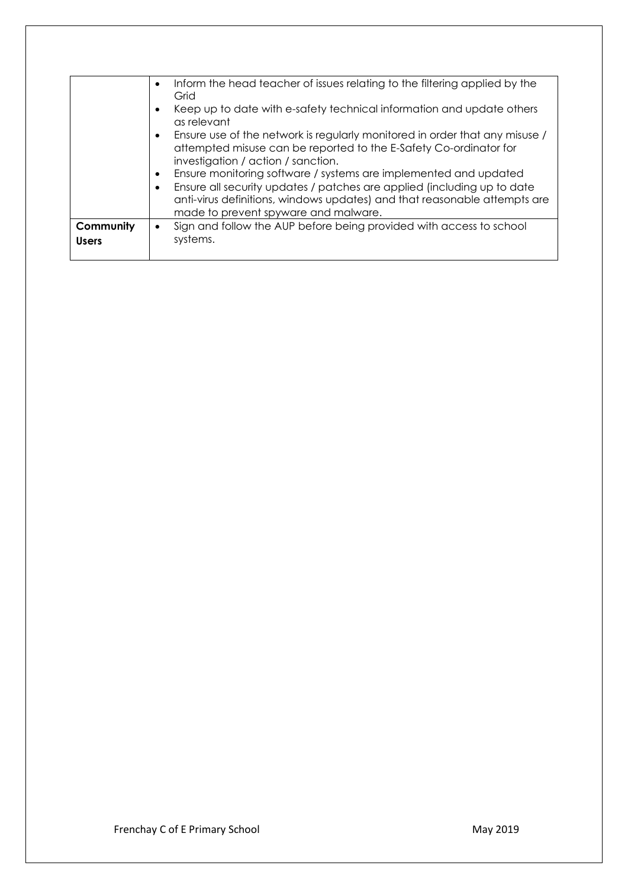| | |
|---|---|
| | • Inform the head teacher of issues relating to the filtering applied by the Grid<br>• Keep up to date with e-safety technical information and update others as relevant<br>• Ensure use of the network is regularly monitored in order that any misuse / attempted misuse can be reported to the E-Safety Co-ordinator for investigation / action / sanction.<br>• Ensure monitoring software / systems are implemented and updated<br>• Ensure all security updates / patches are applied (including up to date anti-virus definitions, windows updates) and that reasonable attempts are made to prevent spyware and malware. |
| **Community Users** | • Sign and follow the AUP before being provided with access to school systems. |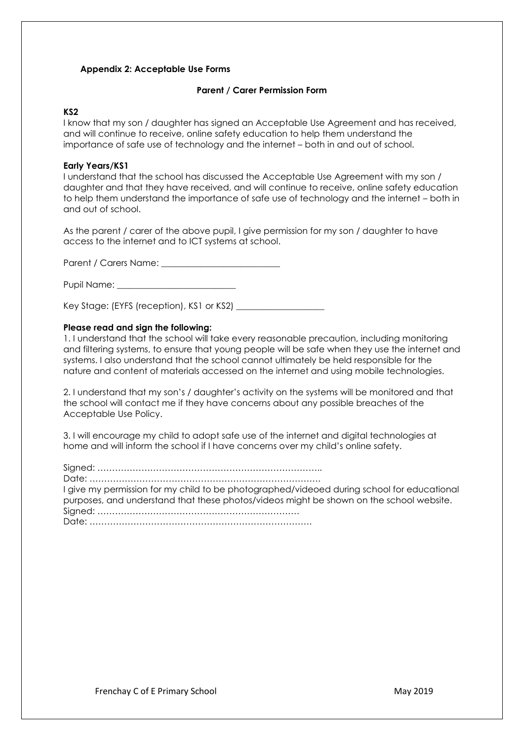## Appendix 2: Acceptable Use Forms

### Parent / Carer Permission Form

**KS2**

I know that my son / daughter has signed an Acceptable Use Agreement and has received, and will continue to receive, online safety education to help them understand the importance of safe use of technology and the internet – both in and out of school.

**Early Years/KS1**

I understand that the school has discussed the Acceptable Use Agreement with my son / daughter and that they have received, and will continue to receive, online safety education to help them understand the importance of safe use of technology and the internet – both in and out of school.

As the parent / carer of the above pupil, I give permission for my son / daughter to have access to the internet and to ICT systems at school.

Parent / Carers Name: ___________________________

Pupil Name: ___________________________

Key Stage: (EYFS (reception), KS1 or KS2) ____________________

**Please read and sign the following:**

1. I understand that the school will take every reasonable precaution, including monitoring and filtering systems, to ensure that young people will be safe when they use the internet and systems. I also understand that the school cannot ultimately be held responsible for the nature and content of materials accessed on the internet and using mobile technologies.

2. I understand that my son's / daughter's activity on the systems will be monitored and that the school will contact me if they have concerns about any possible breaches of the Acceptable Use Policy.

3. I will encourage my child to adopt safe use of the internet and digital technologies at home and will inform the school if I have concerns over my child's online safety.

Signed: …………………………………………………………………..
Date: ……………………………………………………………………
I give my permission for my child to be photographed/videoed during school for educational purposes, and understand that these photos/videos might be shown on the school website.
Signed: ……………………………………………………………
Date: ………………………………………………………………….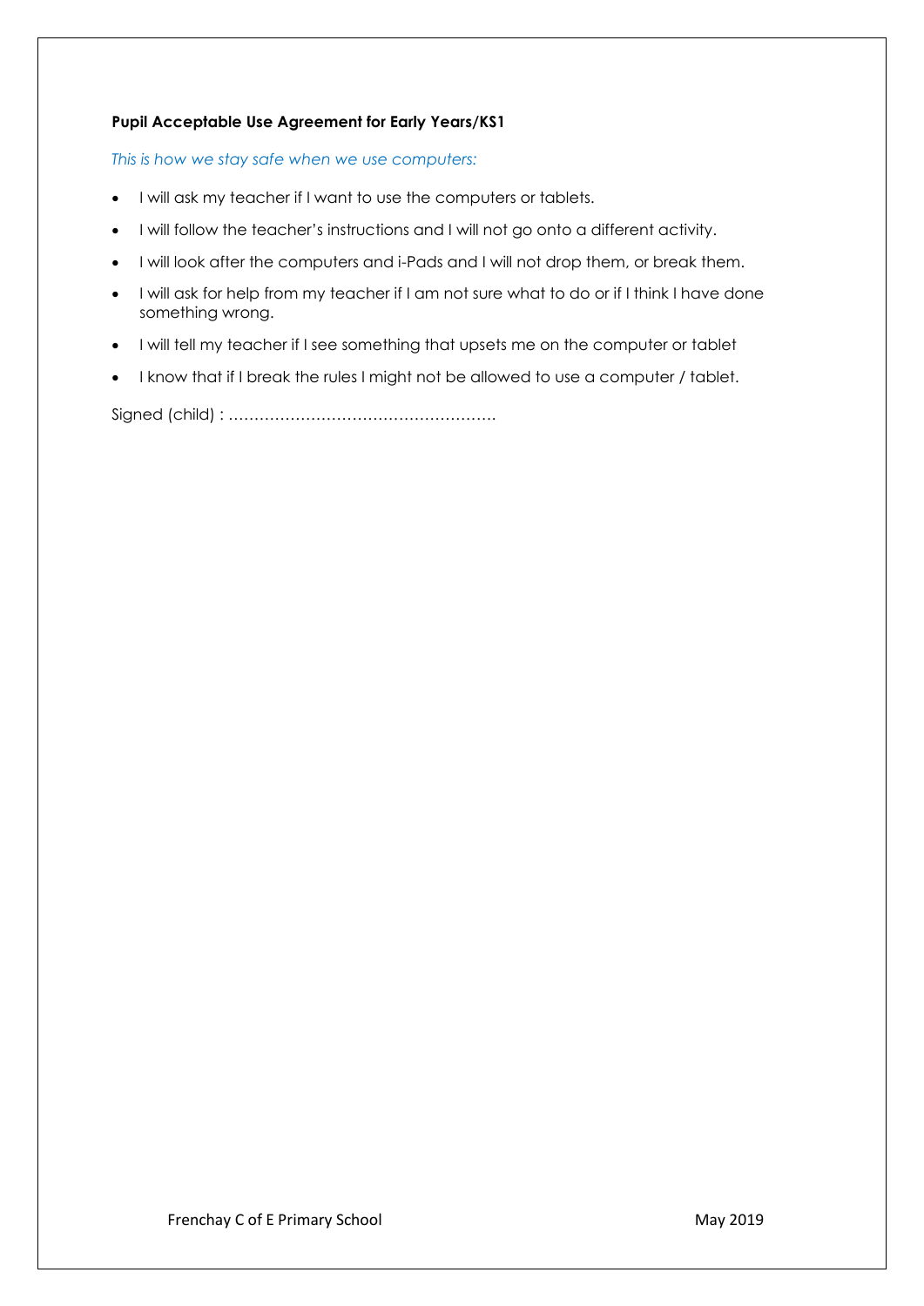**Pupil Acceptable Use Agreement for Early Years/KS1**

*This is how we stay safe when we use computers:*

- I will ask my teacher if I want to use the computers or tablets.
- I will follow the teacher's instructions and I will not go onto a different activity.
- I will look after the computers and i-Pads and I will not drop them, or break them.
- I will ask for help from my teacher if I am not sure what to do or if I think I have done something wrong.
- I will tell my teacher if I see something that upsets me on the computer or tablet
- I know that if I break the rules I might not be allowed to use a computer / tablet.

Signed (child) : …………………………………………….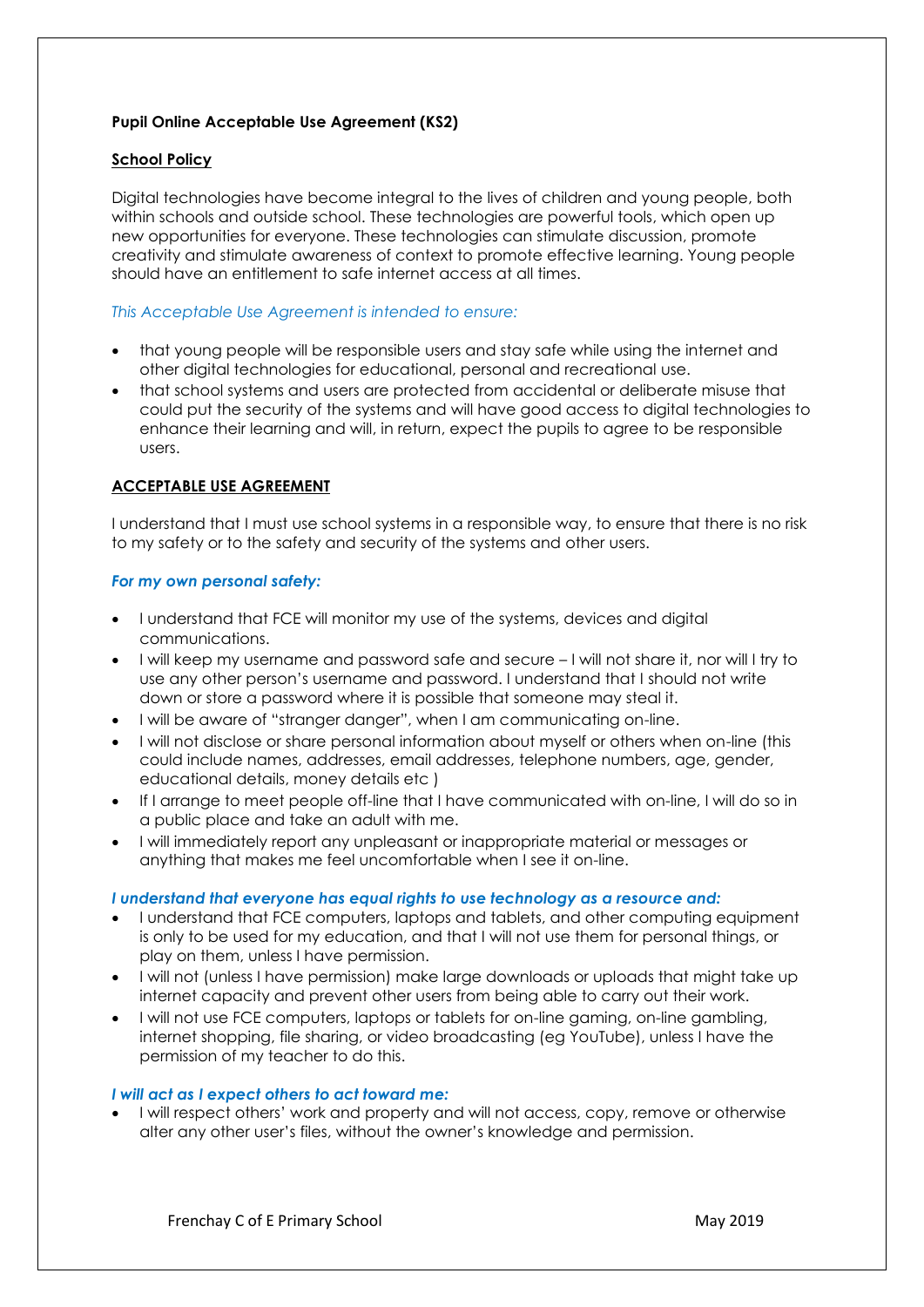**Pupil Online Acceptable Use Agreement (KS2)**

**School Policy**

Digital technologies have become integral to the lives of children and young people, both within schools and outside school. These technologies are powerful tools, which open up new opportunities for everyone. These technologies can stimulate discussion, promote creativity and stimulate awareness of context to promote effective learning. Young people should have an entitlement to safe internet access at all times.

*This Acceptable Use Agreement is intended to ensure:*

- that young people will be responsible users and stay safe while using the internet and other digital technologies for educational, personal and recreational use.
- that school systems and users are protected from accidental or deliberate misuse that could put the security of the systems and will have good access to digital technologies to enhance their learning and will, in return, expect the pupils to agree to be responsible users.

**ACCEPTABLE USE AGREEMENT**

I understand that I must use school systems in a responsible way, to ensure that there is no risk to my safety or to the safety and security of the systems and other users.

***For my own personal safety:***

- I understand that FCE will monitor my use of the systems, devices and digital communications.
- I will keep my username and password safe and secure – I will not share it, nor will I try to use any other person's username and password. I understand that I should not write down or store a password where it is possible that someone may steal it.
- I will be aware of "stranger danger", when I am communicating on-line.
- I will not disclose or share personal information about myself or others when on-line (this could include names, addresses, email addresses, telephone numbers, age, gender, educational details, money details etc )
- If I arrange to meet people off-line that I have communicated with on-line, I will do so in a public place and take an adult with me.
- I will immediately report any unpleasant or inappropriate material or messages or anything that makes me feel uncomfortable when I see it on-line.

***I understand that everyone has equal rights to use technology as a resource and:***

- I understand that FCE computers, laptops and tablets, and other computing equipment is only to be used for my education, and that I will not use them for personal things, or play on them, unless I have permission.
- I will not (unless I have permission) make large downloads or uploads that might take up internet capacity and prevent other users from being able to carry out their work.
- I will not use FCE computers, laptops or tablets for on-line gaming, on-line gambling, internet shopping, file sharing, or video broadcasting (eg YouTube), unless I have the permission of my teacher to do this.

***I will act as I expect others to act toward me:***

- I will respect others' work and property and will not access, copy, remove or otherwise alter any other user's files, without the owner's knowledge and permission.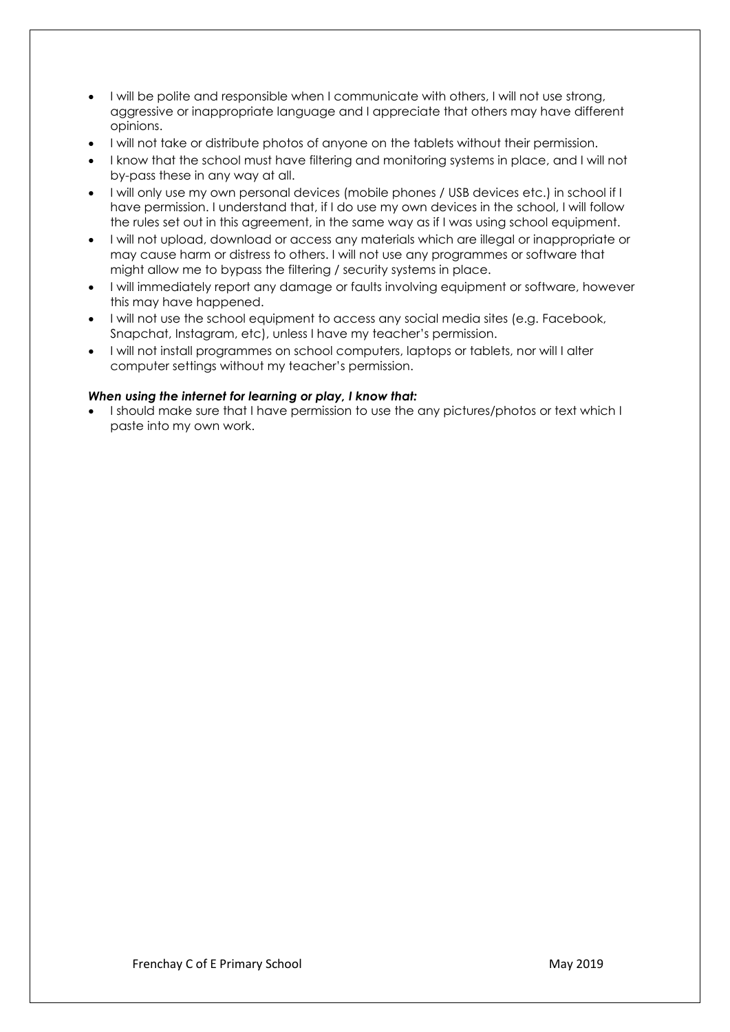- I will be polite and responsible when I communicate with others, I will not use strong, aggressive or inappropriate language and I appreciate that others may have different opinions.
- I will not take or distribute photos of anyone on the tablets without their permission.
- I know that the school must have filtering and monitoring systems in place, and I will not by-pass these in any way at all.
- I will only use my own personal devices (mobile phones / USB devices etc.) in school if I have permission. I understand that, if I do use my own devices in the school, I will follow the rules set out in this agreement, in the same way as if I was using school equipment.
- I will not upload, download or access any materials which are illegal or inappropriate or may cause harm or distress to others. I will not use any programmes or software that might allow me to bypass the filtering / security systems in place.
- I will immediately report any damage or faults involving equipment or software, however this may have happened.
- I will not use the school equipment to access any social media sites (e.g. Facebook, Snapchat, Instagram, etc), unless I have my teacher's permission.
- I will not install programmes on school computers, laptops or tablets, nor will I alter computer settings without my teacher's permission.

***When using the internet for learning or play, I know that:***

- I should make sure that I have permission to use the any pictures/photos or text which I paste into my own work.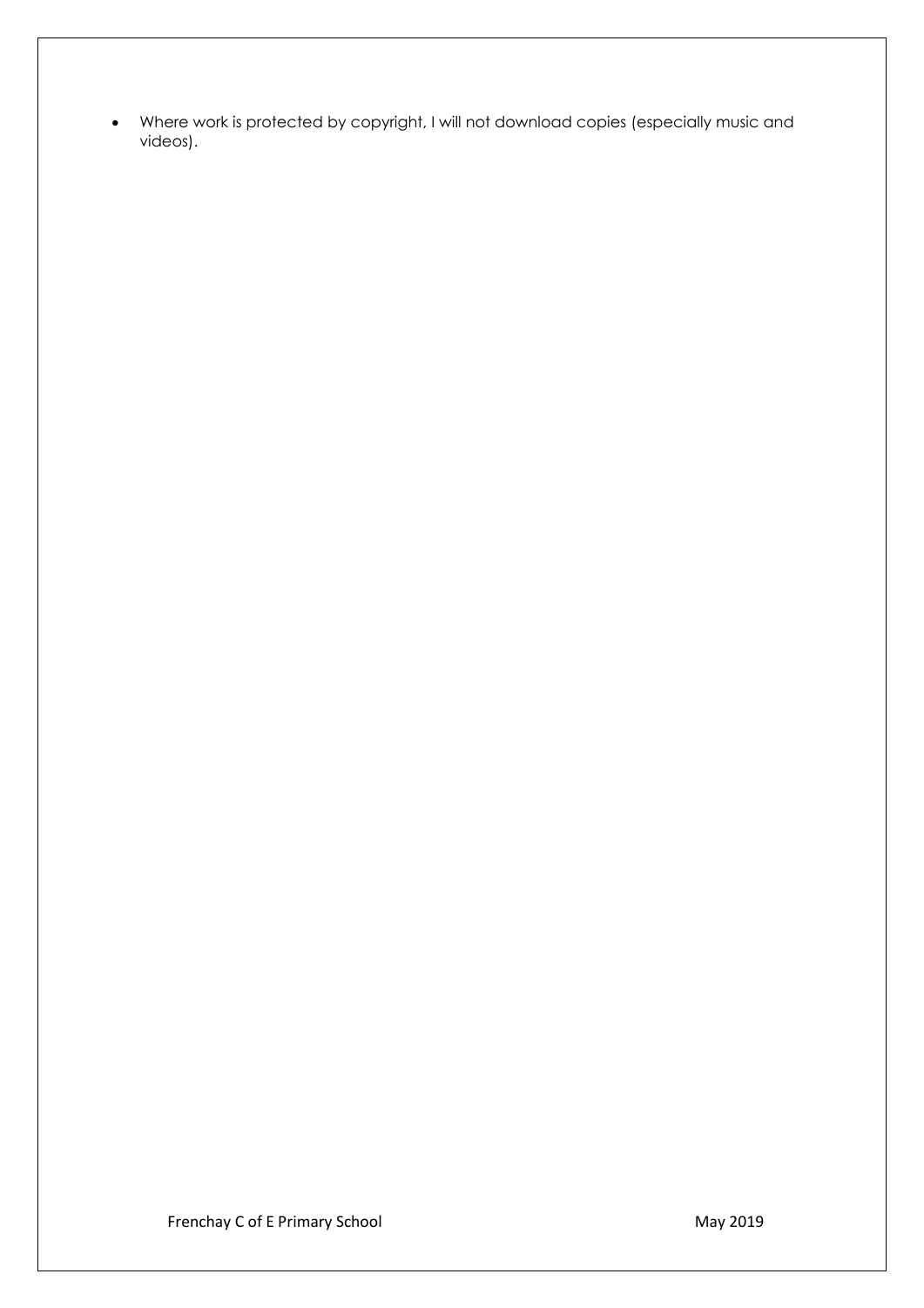- Where work is protected by copyright, I will not download copies (especially music and videos).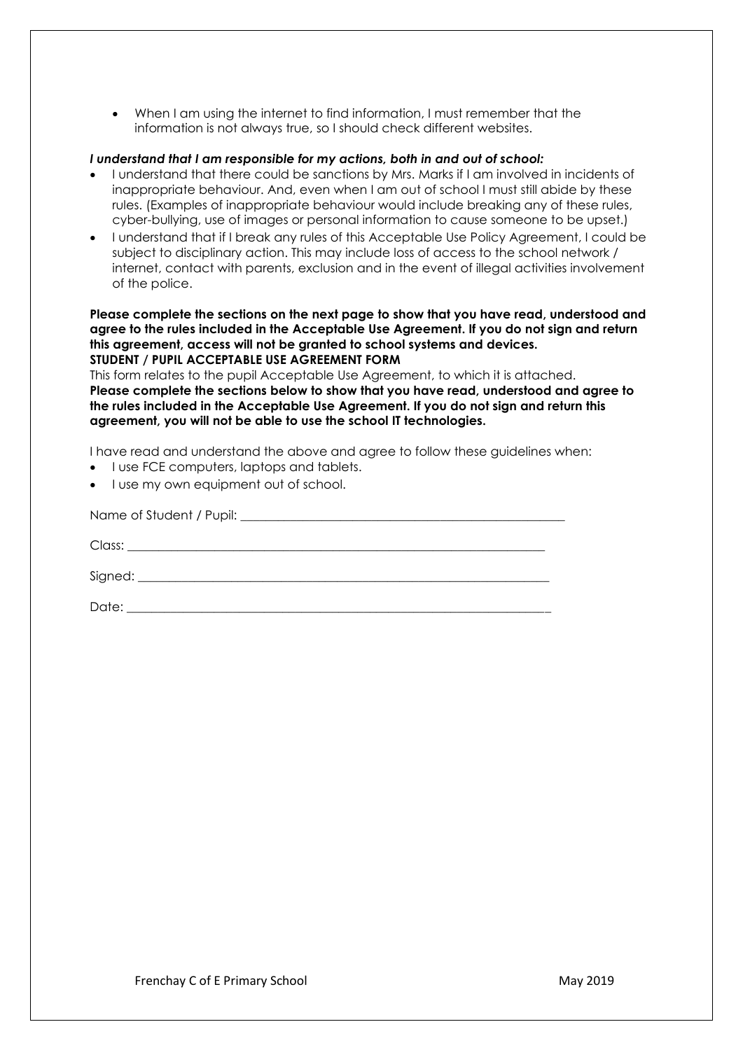- When I am using the internet to find information, I must remember that the information is not always true, so I should check different websites.

***I understand that I am responsible for my actions, both in and out of school:***

- I understand that there could be sanctions by Mrs. Marks if I am involved in incidents of inappropriate behaviour. And, even when I am out of school I must still abide by these rules. (Examples of inappropriate behaviour would include breaking any of these rules, cyber-bullying, use of images or personal information to cause someone to be upset.)
- I understand that if I break any rules of this Acceptable Use Policy Agreement, I could be subject to disciplinary action. This may include loss of access to the school network / internet, contact with parents, exclusion and in the event of illegal activities involvement of the police.

**Please complete the sections on the next page to show that you have read, understood and agree to the rules included in the Acceptable Use Agreement. If you do not sign and return this agreement, access will not be granted to school systems and devices.**

**STUDENT / PUPIL ACCEPTABLE USE AGREEMENT FORM**

This form relates to the pupil Acceptable Use Agreement, to which it is attached.

**Please complete the sections below to show that you have read, understood and agree to the rules included in the Acceptable Use Agreement. If you do not sign and return this agreement, you will not be able to use the school IT technologies.**

I have read and understand the above and agree to follow these guidelines when:

- I use FCE computers, laptops and tablets.
- I use my own equipment out of school.

Name of Student / Pupil: ____________________________________________

Class: ____________________________________________

Signed: ____________________________________________

Date: ____________________________________________